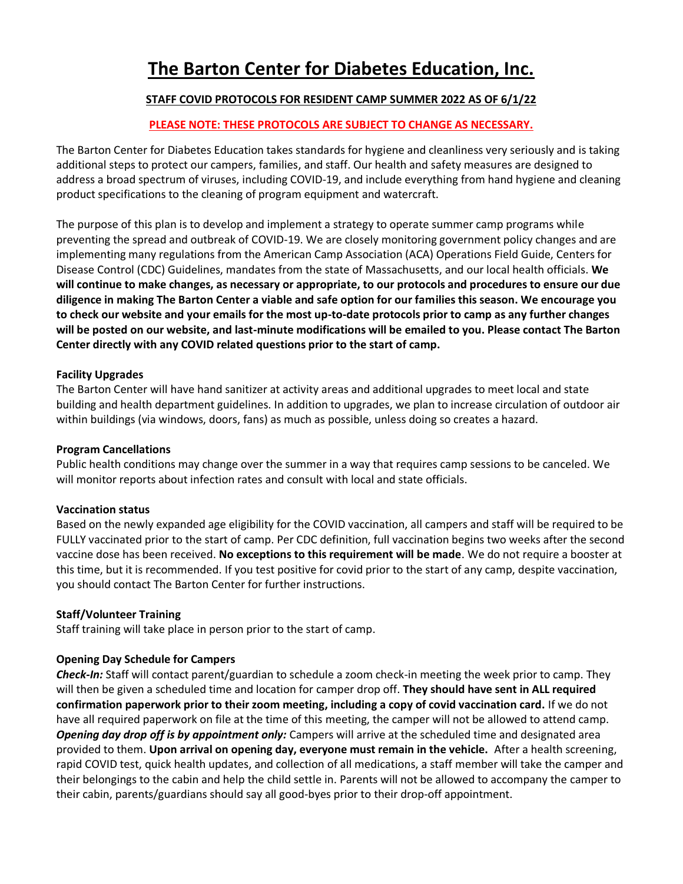# The Barton Center for Diabetes Education, Inc.

**STAFF COVID PROTOCOLS FOR RESIDENT CAMP SUMMER 2022 AS OF 6/1/22**

**PLEASE NOTE: THESE PROTOCOLS ARE SUBJECT TO CHANGE AS NECESSARY.**

The Barton Center for Diabetes Education takes standards for hygiene and cleanliness very seriously and is taking additional steps to protect our campers, families, and staff. Our health and safety measures are designed to address a broad spectrum of viruses, including COVID-19, and include everything from hand hygiene and cleaning product specifications to the cleaning of program equipment and watercraft.

The purpose of this plan is to develop and implement a strategy to operate summer camp programs while preventing the spread and outbreak of COVID-19. We are closely monitoring government policy changes and are implementing many regulations from the American Camp Association (ACA) Operations Field Guide, Centers for Disease Control (CDC) Guidelines, mandates from the state of Massachusetts, and our local health officials. **We will continue to make changes, as necessary or appropriate, to our protocols and procedures to ensure our due diligence in making The Barton Center a viable and safe option for our families this season. We encourage you to check our website and your emails for the most up-to-date protocols prior to camp as any further changes will be posted on our website, and last-minute modifications will be emailed to you. Please contact The Barton Center directly with any COVID related questions prior to the start of camp.**

**Facility Upgrades**
The Barton Center will have hand sanitizer at activity areas and additional upgrades to meet local and state building and health department guidelines. In addition to upgrades, we plan to increase circulation of outdoor air within buildings (via windows, doors, fans) as much as possible, unless doing so creates a hazard.

**Program Cancellations**
Public health conditions may change over the summer in a way that requires camp sessions to be canceled. We will monitor reports about infection rates and consult with local and state officials.

**Vaccination status**
Based on the newly expanded age eligibility for the COVID vaccination, all campers and staff will be required to be FULLY vaccinated prior to the start of camp. Per CDC definition, full vaccination begins two weeks after the second vaccine dose has been received. **No exceptions to this requirement will be made**. We do not require a booster at this time, but it is recommended. If you test positive for covid prior to the start of any camp, despite vaccination, you should contact The Barton Center for further instructions.

**Staff/Volunteer Training**
Staff training will take place in person prior to the start of camp.

**Opening Day Schedule for Campers**
***Check-In:*** Staff will contact parent/guardian to schedule a zoom check-in meeting the week prior to camp. They will then be given a scheduled time and location for camper drop off. **They should have sent in ALL required confirmation paperwork prior to their zoom meeting, including a copy of covid vaccination card.** If we do not have all required paperwork on file at the time of this meeting, the camper will not be allowed to attend camp.
***Opening day drop off is by appointment only:*** Campers will arrive at the scheduled time and designated area provided to them. **Upon arrival on opening day, everyone must remain in the vehicle.** After a health screening, rapid COVID test, quick health updates, and collection of all medications, a staff member will take the camper and their belongings to the cabin and help the child settle in. Parents will not be allowed to accompany the camper to their cabin, parents/guardians should say all good-byes prior to their drop-off appointment.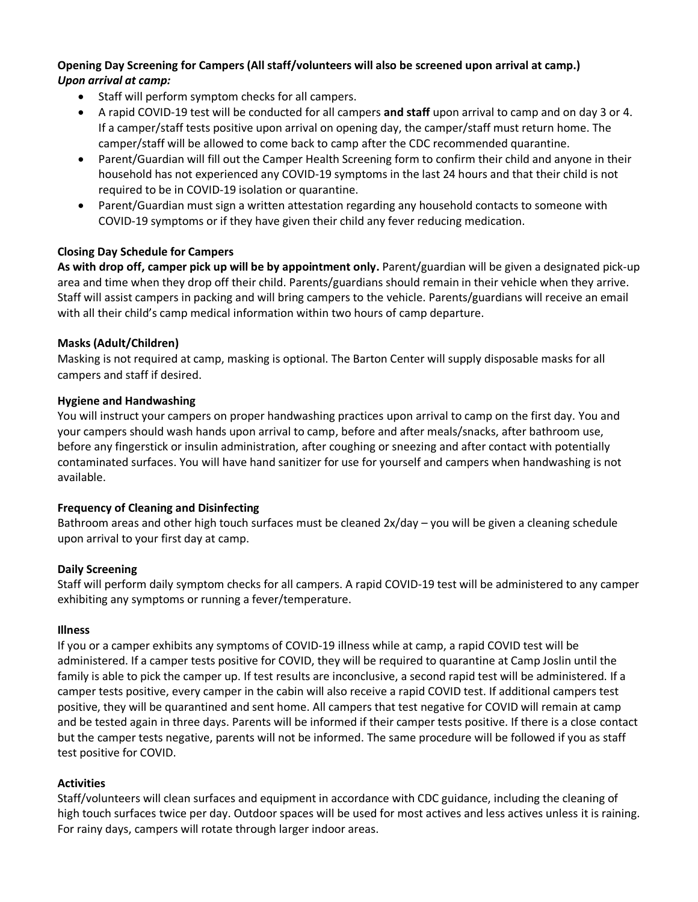**Opening Day Screening for Campers (All staff/volunteers will also be screened upon arrival at camp.)**
***Upon arrival at camp:***

- Staff will perform symptom checks for all campers.
- A rapid COVID-19 test will be conducted for all campers **and staff** upon arrival to camp and on day 3 or 4. If a camper/staff tests positive upon arrival on opening day, the camper/staff must return home. The camper/staff will be allowed to come back to camp after the CDC recommended quarantine.
- Parent/Guardian will fill out the Camper Health Screening form to confirm their child and anyone in their household has not experienced any COVID-19 symptoms in the last 24 hours and that their child is not required to be in COVID-19 isolation or quarantine.
- Parent/Guardian must sign a written attestation regarding any household contacts to someone with COVID-19 symptoms or if they have given their child any fever reducing medication.

**Closing Day Schedule for Campers**

**As with drop off, camper pick up will be by appointment only.** Parent/guardian will be given a designated pick-up area and time when they drop off their child. Parents/guardians should remain in their vehicle when they arrive. Staff will assist campers in packing and will bring campers to the vehicle. Parents/guardians will receive an email with all their child's camp medical information within two hours of camp departure.

**Masks (Adult/Children)**

Masking is not required at camp, masking is optional. The Barton Center will supply disposable masks for all campers and staff if desired.

**Hygiene and Handwashing**

You will instruct your campers on proper handwashing practices upon arrival to camp on the first day. You and your campers should wash hands upon arrival to camp, before and after meals/snacks, after bathroom use, before any fingerstick or insulin administration, after coughing or sneezing and after contact with potentially contaminated surfaces. You will have hand sanitizer for use for yourself and campers when handwashing is not available.

**Frequency of Cleaning and Disinfecting**

Bathroom areas and other high touch surfaces must be cleaned 2x/day – you will be given a cleaning schedule upon arrival to your first day at camp.

**Daily Screening**

Staff will perform daily symptom checks for all campers. A rapid COVID-19 test will be administered to any camper exhibiting any symptoms or running a fever/temperature.

**Illness**

If you or a camper exhibits any symptoms of COVID-19 illness while at camp, a rapid COVID test will be administered. If a camper tests positive for COVID, they will be required to quarantine at Camp Joslin until the family is able to pick the camper up. If test results are inconclusive, a second rapid test will be administered. If a camper tests positive, every camper in the cabin will also receive a rapid COVID test. If additional campers test positive, they will be quarantined and sent home. All campers that test negative for COVID will remain at camp and be tested again in three days. Parents will be informed if their camper tests positive. If there is a close contact but the camper tests negative, parents will not be informed. The same procedure will be followed if you as staff test positive for COVID.

**Activities**

Staff/volunteers will clean surfaces and equipment in accordance with CDC guidance, including the cleaning of high touch surfaces twice per day. Outdoor spaces will be used for most actives and less actives unless it is raining. For rainy days, campers will rotate through larger indoor areas.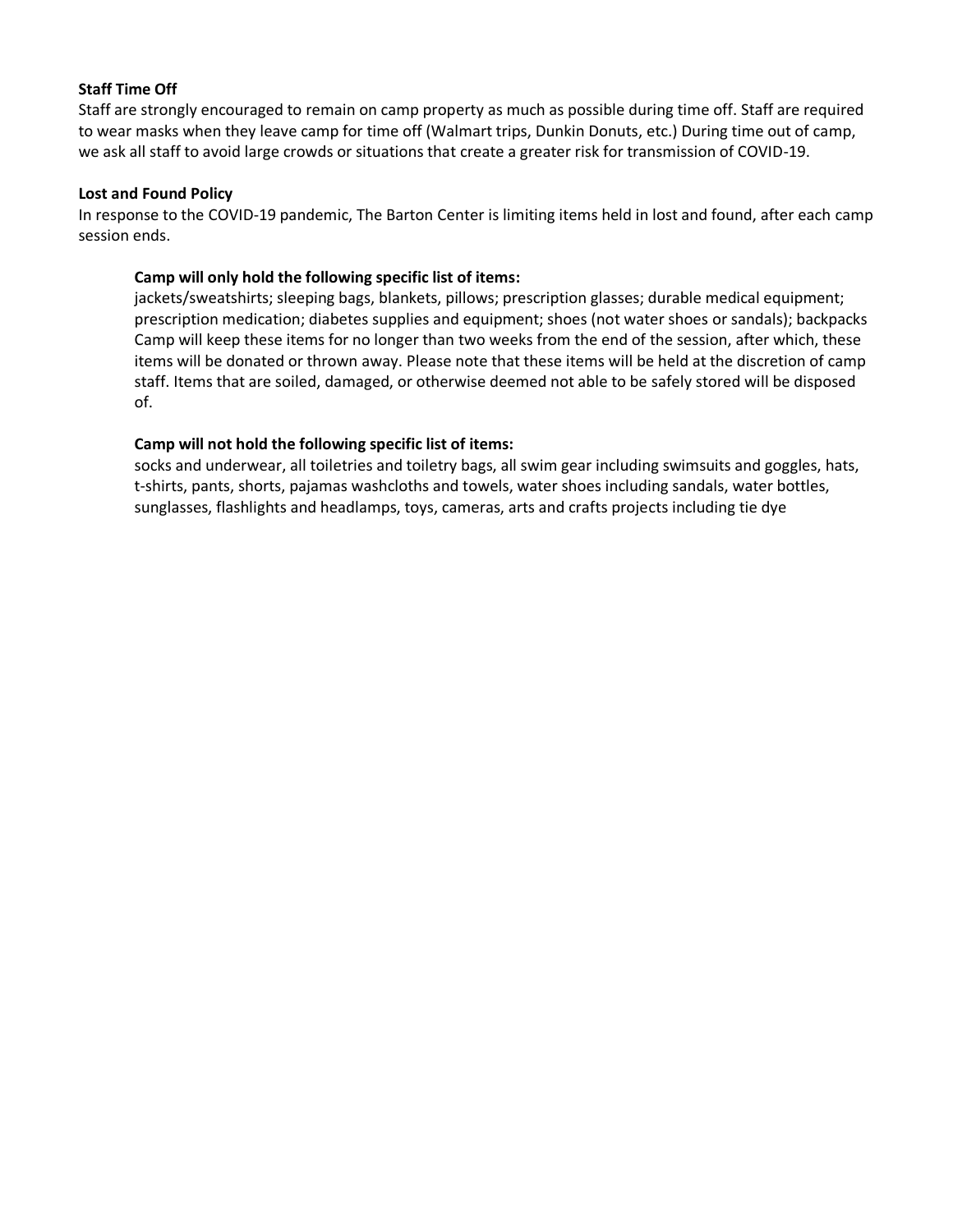**Staff Time Off**

Staff are strongly encouraged to remain on camp property as much as possible during time off. Staff are required to wear masks when they leave camp for time off (Walmart trips, Dunkin Donuts, etc.) During time out of camp, we ask all staff to avoid large crowds or situations that create a greater risk for transmission of COVID-19.

**Lost and Found Policy**

In response to the COVID-19 pandemic, The Barton Center is limiting items held in lost and found, after each camp session ends.

> **Camp will only hold the following specific list of items:**
>
> jackets/sweatshirts; sleeping bags, blankets, pillows; prescription glasses; durable medical equipment; prescription medication; diabetes supplies and equipment; shoes (not water shoes or sandals); backpacks Camp will keep these items for no longer than two weeks from the end of the session, after which, these items will be donated or thrown away. Please note that these items will be held at the discretion of camp staff. Items that are soiled, damaged, or otherwise deemed not able to be safely stored will be disposed of.
>
> **Camp will not hold the following specific list of items:**
>
> socks and underwear, all toiletries and toiletry bags, all swim gear including swimsuits and goggles, hats, t-shirts, pants, shorts, pajamas washcloths and towels, water shoes including sandals, water bottles, sunglasses, flashlights and headlamps, toys, cameras, arts and crafts projects including tie dye